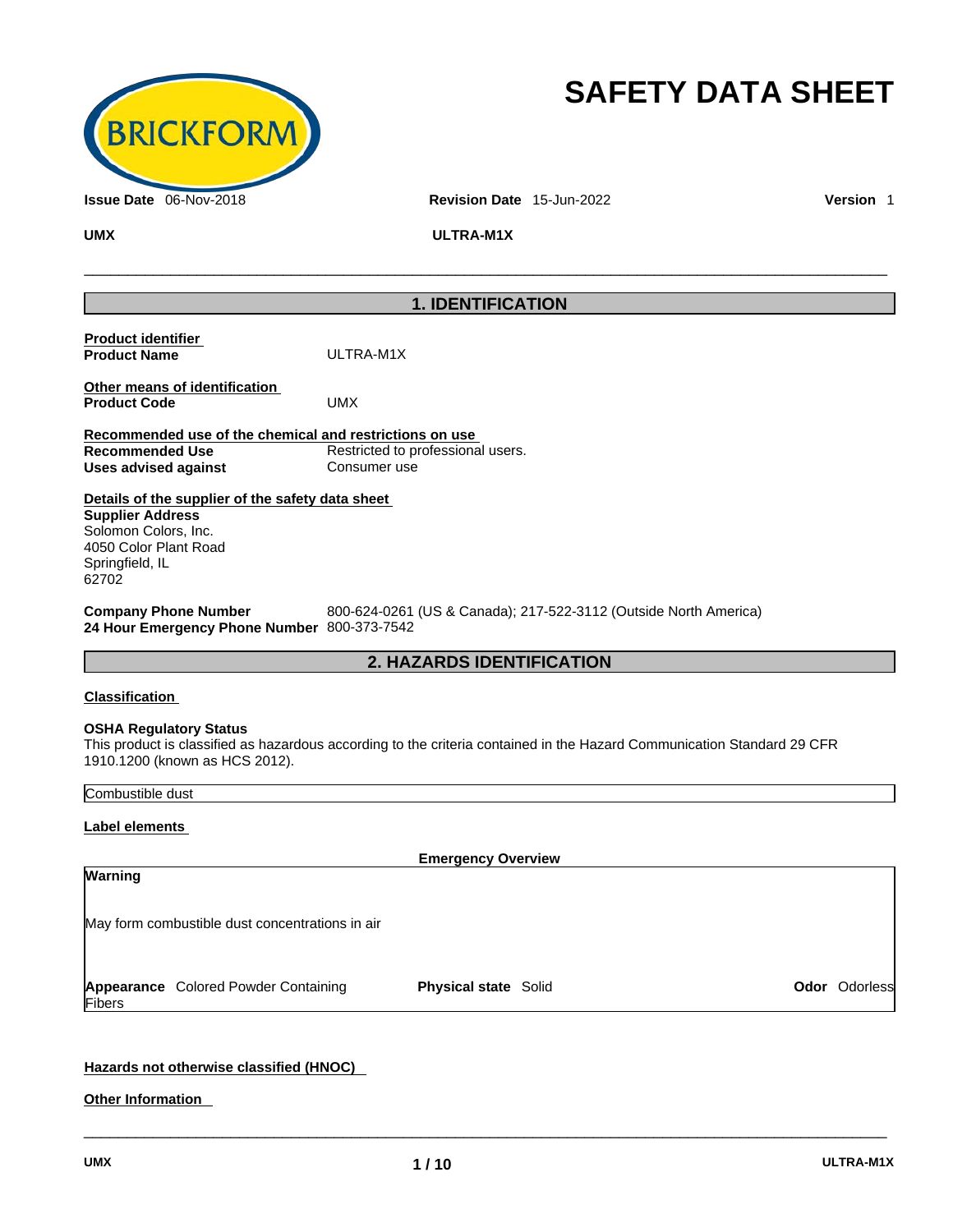# SAFETY DATA SHEET

**Issue Date** 06-Nov-2018 **Revision Date** 15-Jun-2022 **Version** 1

**UMX** **ULTRA-M1X**

## 1. IDENTIFICATION

**Product identifier**

| | |
|---|---|
| **Product Name** | ULTRA-M1X |

**Other means of identification**

| | |
|---|---|
| **Product Code** | UMX |

**Recommended use of the chemical and restrictions on use**

| | |
|---|---|
| **Recommended Use** | Restricted to professional users. |
| **Uses advised against** | Consumer use |

**Details of the supplier of the safety data sheet**

**Supplier Address**
Solomon Colors, Inc.
4050 Color Plant Road
Springfield, IL
62702

| | |
|---|---|
| **Company Phone Number** | 800-624-0261 (US & Canada); 217-522-3112 (Outside North America) |
| **24 Hour Emergency Phone Number** | 800-373-7542 |

## 2. HAZARDS IDENTIFICATION

**Classification**

**OSHA Regulatory Status**
This product is classified as hazardous according to the criteria contained in the Hazard Communication Standard 29 CFR 1910.1200 (known as HCS 2012).

Combustible dust

**Label elements**

**Emergency Overview**

**Warning**

May form combustible dust concentrations in air

| | | |
|---|---|---|
| **Appearance** Colored Powder Containing Fibers | **Physical state** Solid | **Odor** Odorless |

**Hazards not otherwise classified (HNOC)**

**Other Information**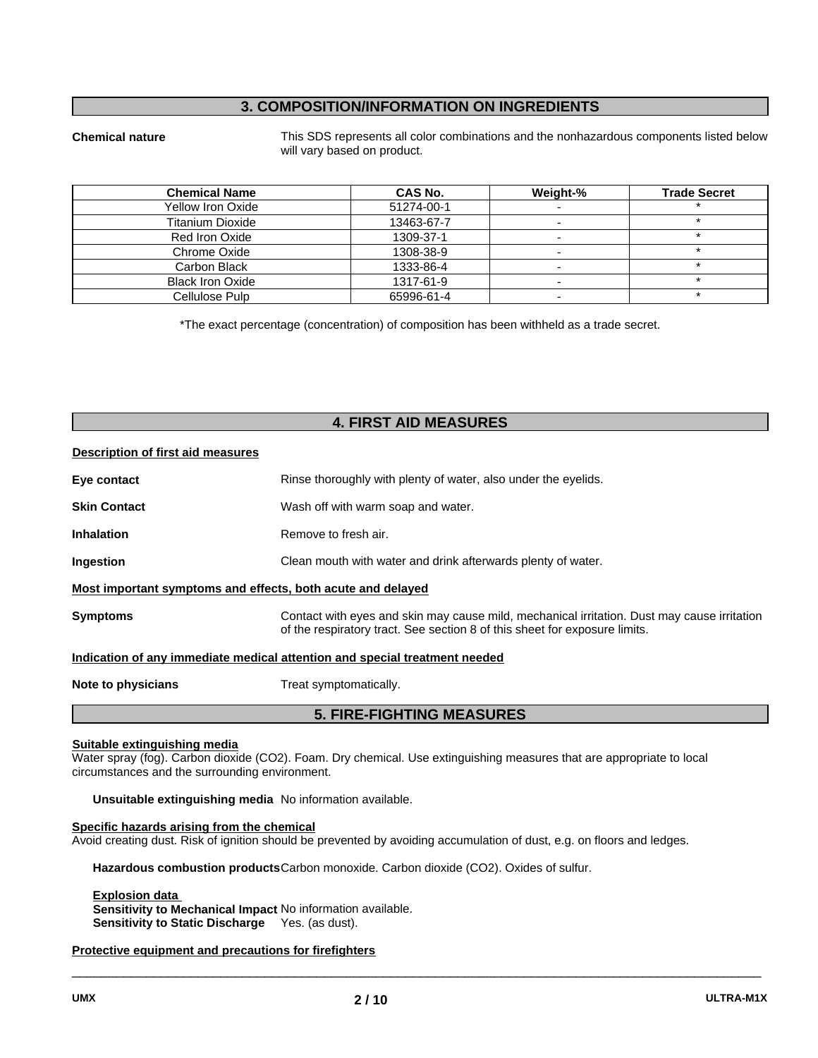## 3. COMPOSITION/INFORMATION ON INGREDIENTS

**Chemical nature** This SDS represents all color combinations and the nonhazardous components listed below will vary based on product.

| Chemical Name | CAS No. | Weight-% | Trade Secret |
|---|---|---|---|
| Yellow Iron Oxide | 51274-00-1 | - | * |
| Titanium Dioxide | 13463-67-7 | - | * |
| Red Iron Oxide | 1309-37-1 | - | * |
| Chrome Oxide | 1308-38-9 | - | * |
| Carbon Black | 1333-86-4 | - | * |
| Black Iron Oxide | 1317-61-9 | - | * |
| Cellulose Pulp | 65996-61-4 | - | * |

*The exact percentage (concentration) of composition has been withheld as a trade secret.

## 4. FIRST AID MEASURES

**Description of first aid measures**

**Eye contact** Rinse thoroughly with plenty of water, also under the eyelids.

**Skin Contact** Wash off with warm soap and water.

**Inhalation** Remove to fresh air.

**Ingestion** Clean mouth with water and drink afterwards plenty of water.

**Most important symptoms and effects, both acute and delayed**

**Symptoms** Contact with eyes and skin may cause mild, mechanical irritation. Dust may cause irritation of the respiratory tract. See section 8 of this sheet for exposure limits.

**Indication of any immediate medical attention and special treatment needed**

**Note to physicians** Treat symptomatically.

## 5. FIRE-FIGHTING MEASURES

**Suitable extinguishing media**

Water spray (fog). Carbon dioxide ($CO_2$). Foam. Dry chemical. Use extinguishing measures that are appropriate to local circumstances and the surrounding environment.

**Unsuitable extinguishing media** No information available.

**Specific hazards arising from the chemical**

Avoid creating dust. Risk of ignition should be prevented by avoiding accumulation of dust, e.g. on floors and ledges.

**Hazardous combustion products** Carbon monoxide. Carbon dioxide ($CO_2$). Oxides of sulfur.

**Explosion data**

**Sensitivity to Mechanical Impact** No information available.
**Sensitivity to Static Discharge** Yes. (as dust).

**Protective equipment and precautions for firefighters**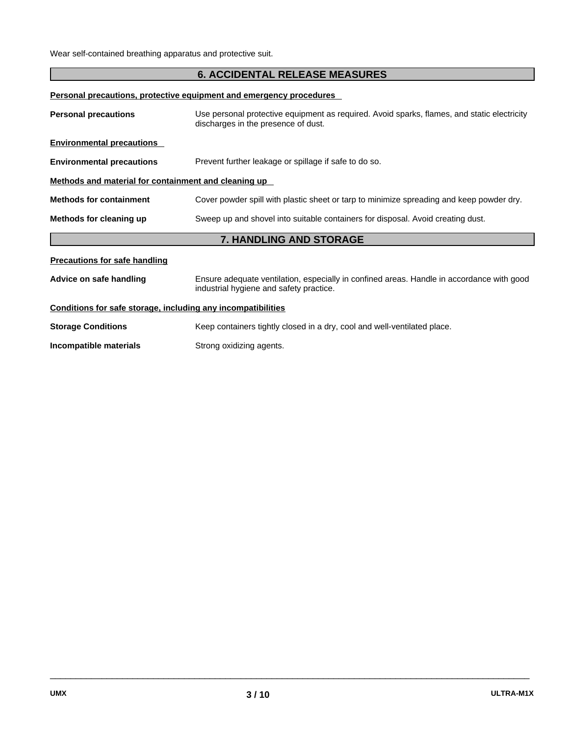Wear self-contained breathing apparatus and protective suit.

## 6. ACCIDENTAL RELEASE MEASURES

**Personal precautions, protective equipment and emergency procedures**

**Personal precautions** — Use personal protective equipment as required. Avoid sparks, flames, and static electricity discharges in the presence of dust.

**Environmental precautions**

**Environmental precautions** — Prevent further leakage or spillage if safe to do so.

**Methods and material for containment and cleaning up**

**Methods for containment** — Cover powder spill with plastic sheet or tarp to minimize spreading and keep powder dry.

**Methods for cleaning up** — Sweep up and shovel into suitable containers for disposal. Avoid creating dust.

## 7. HANDLING AND STORAGE

**Precautions for safe handling**

**Advice on safe handling** — Ensure adequate ventilation, especially in confined areas. Handle in accordance with good industrial hygiene and safety practice.

**Conditions for safe storage, including any incompatibilities**

**Storage Conditions** — Keep containers tightly closed in a dry, cool and well-ventilated place.

**Incompatible materials** — Strong oxidizing agents.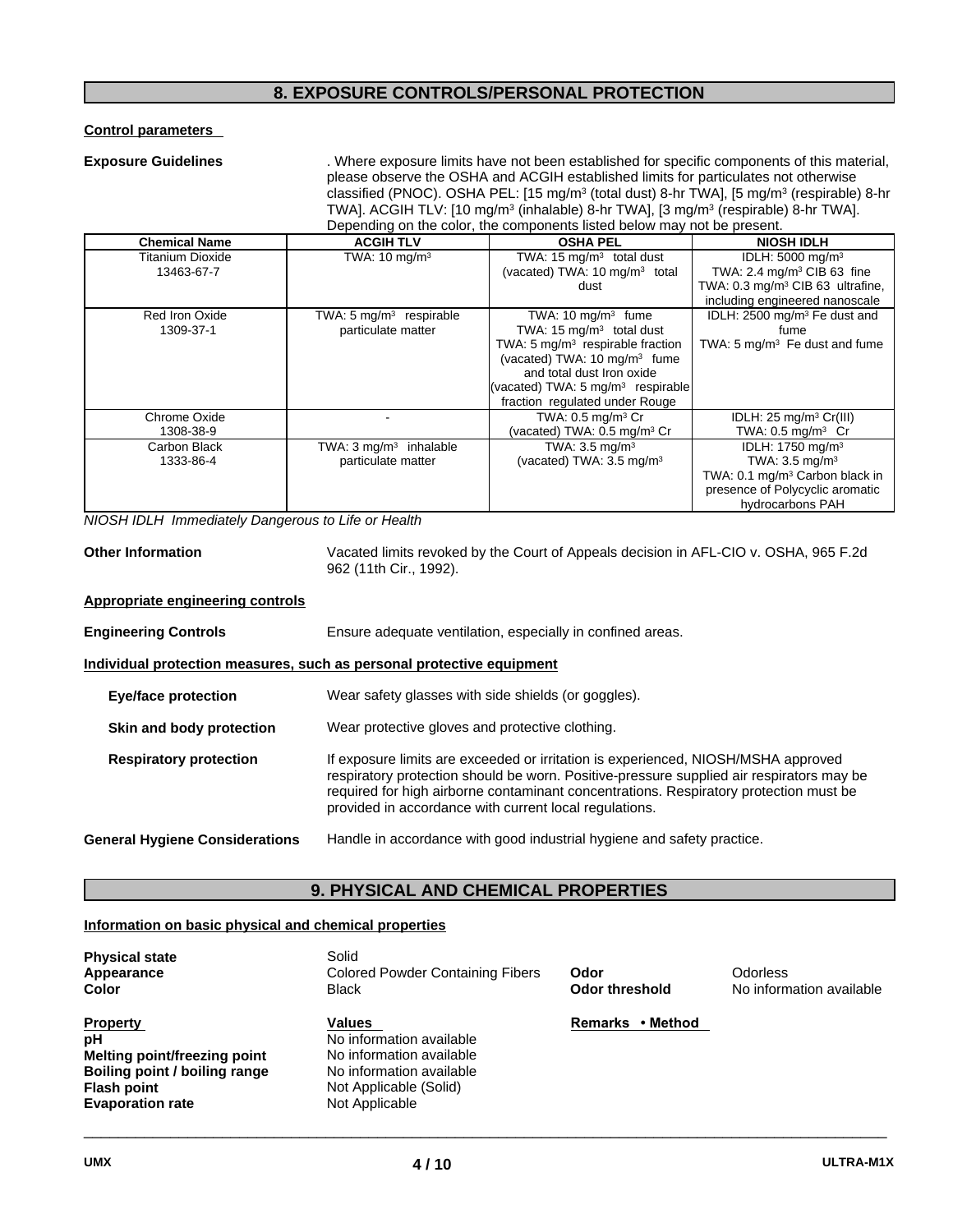## 8. EXPOSURE CONTROLS/PERSONAL PROTECTION

**Control parameters**

**Exposure Guidelines** . Where exposure limits have not been established for specific components of this material, please observe the OSHA and ACGIH established limits for particulates not otherwise classified (PNOC). OSHA PEL: [15 mg/m³ (total dust) 8-hr TWA], [5 mg/m³ (respirable) 8-hr TWA]. ACGIH TLV: [10 mg/m³ (inhalable) 8-hr TWA], [3 mg/m³ (respirable) 8-hr TWA]. Depending on the color, the components listed below may not be present.

| Chemical Name | ACGIH TLV | OSHA PEL | NIOSH IDLH |
|---|---|---|---|
| Titanium Dioxide<br>13463-67-7 | TWA: 10 mg/m³ | TWA: 15 mg/m³ total dust<br>(vacated) TWA: 10 mg/m³ total dust | IDLH: 5000 mg/m³<br>TWA: 2.4 mg/m³ CIB 63 fine<br>TWA: 0.3 mg/m³ CIB 63 ultrafine, including engineered nanoscale |
| Red Iron Oxide<br>1309-37-1 | TWA: 5 mg/m³ respirable particulate matter | TWA: 10 mg/m³ fume<br>TWA: 15 mg/m³ total dust<br>TWA: 5 mg/m³ respirable fraction<br>(vacated) TWA: 10 mg/m³ fume and total dust Iron oxide<br>(vacated) TWA: 5 mg/m³ respirable fraction regulated under Rouge | IDLH: 2500 mg/m³ Fe dust and fume<br>TWA: 5 mg/m³ Fe dust and fume |
| Chrome Oxide<br>1308-38-9 | - | TWA: 0.5 mg/m³ Cr<br>(vacated) TWA: 0.5 mg/m³ Cr | IDLH: 25 mg/m³ Cr(III)<br>TWA: 0.5 mg/m³ Cr |
| Carbon Black<br>1333-86-4 | TWA: 3 mg/m³ inhalable particulate matter | TWA: 3.5 mg/m³<br>(vacated) TWA: 3.5 mg/m³ | IDLH: 1750 mg/m³<br>TWA: 3.5 mg/m³<br>TWA: 0.1 mg/m³ Carbon black in presence of Polycyclic aromatic hydrocarbons PAH |

*NIOSH IDLH Immediately Dangerous to Life or Health*

**Other Information** Vacated limits revoked by the Court of Appeals decision in AFL-CIO v. OSHA, 965 F.2d 962 (11th Cir., 1992).

**Appropriate engineering controls**

**Engineering Controls** Ensure adequate ventilation, especially in confined areas.

**Individual protection measures, such as personal protective equipment**

**Eye/face protection** Wear safety glasses with side shields (or goggles).

**Skin and body protection** Wear protective gloves and protective clothing.

**Respiratory protection** If exposure limits are exceeded or irritation is experienced, NIOSH/MSHA approved respiratory protection should be worn. Positive-pressure supplied air respirators may be required for high airborne contaminant concentrations. Respiratory protection must be provided in accordance with current local regulations.

**General Hygiene Considerations** Handle in accordance with good industrial hygiene and safety practice.

## 9. PHYSICAL AND CHEMICAL PROPERTIES

**Information on basic physical and chemical properties**

**Physical state** Solid
**Appearance** Colored Powder Containing Fibers
**Color** Black
**Odor** Odorless
**Odor threshold** No information available

| Property | Values | Remarks • Method |
|---|---|---|
| **pH** | No information available | |
| **Melting point/freezing point** | No information available | |
| **Boiling point / boiling range** | No information available | |
| **Flash point** | Not Applicable (Solid) | |
| **Evaporation rate** | Not Applicable | |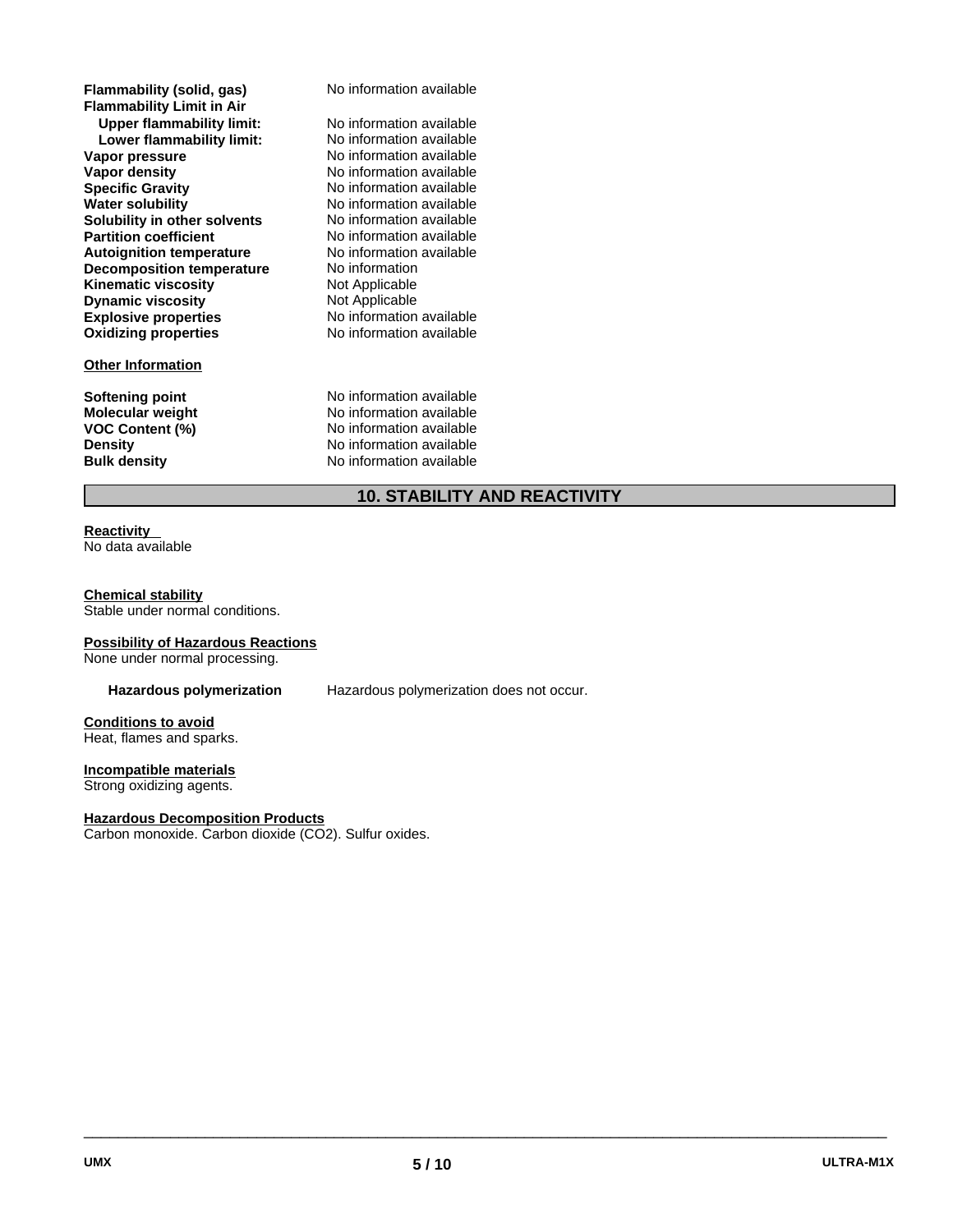| | |
|---|---|
| **Flammability (solid, gas)** | No information available |
| **Flammability Limit in Air** | |
| **Upper flammability limit:** | No information available |
| **Lower flammability limit:** | No information available |
| **Vapor pressure** | No information available |
| **Vapor density** | No information available |
| **Specific Gravity** | No information available |
| **Water solubility** | No information available |
| **Solubility in other solvents** | No information available |
| **Partition coefficient** | No information available |
| **Autoignition temperature** | No information available |
| **Decomposition temperature** | No information |
| **Kinematic viscosity** | Not Applicable |
| **Dynamic viscosity** | Not Applicable |
| **Explosive properties** | No information available |
| **Oxidizing properties** | No information available |

**Other Information**

| | |
|---|---|
| **Softening point** | No information available |
| **Molecular weight** | No information available |
| **VOC Content (%)** | No information available |
| **Density** | No information available |
| **Bulk density** | No information available |

## 10. STABILITY AND REACTIVITY

**Reactivity**
No data available

**Chemical stability**
Stable under normal conditions.

**Possibility of Hazardous Reactions**
None under normal processing.

**Hazardous polymerization** Hazardous polymerization does not occur.

**Conditions to avoid**
Heat, flames and sparks.

**Incompatible materials**
Strong oxidizing agents.

**Hazardous Decomposition Products**
Carbon monoxide. Carbon dioxide ($CO_2$). Sulfur oxides.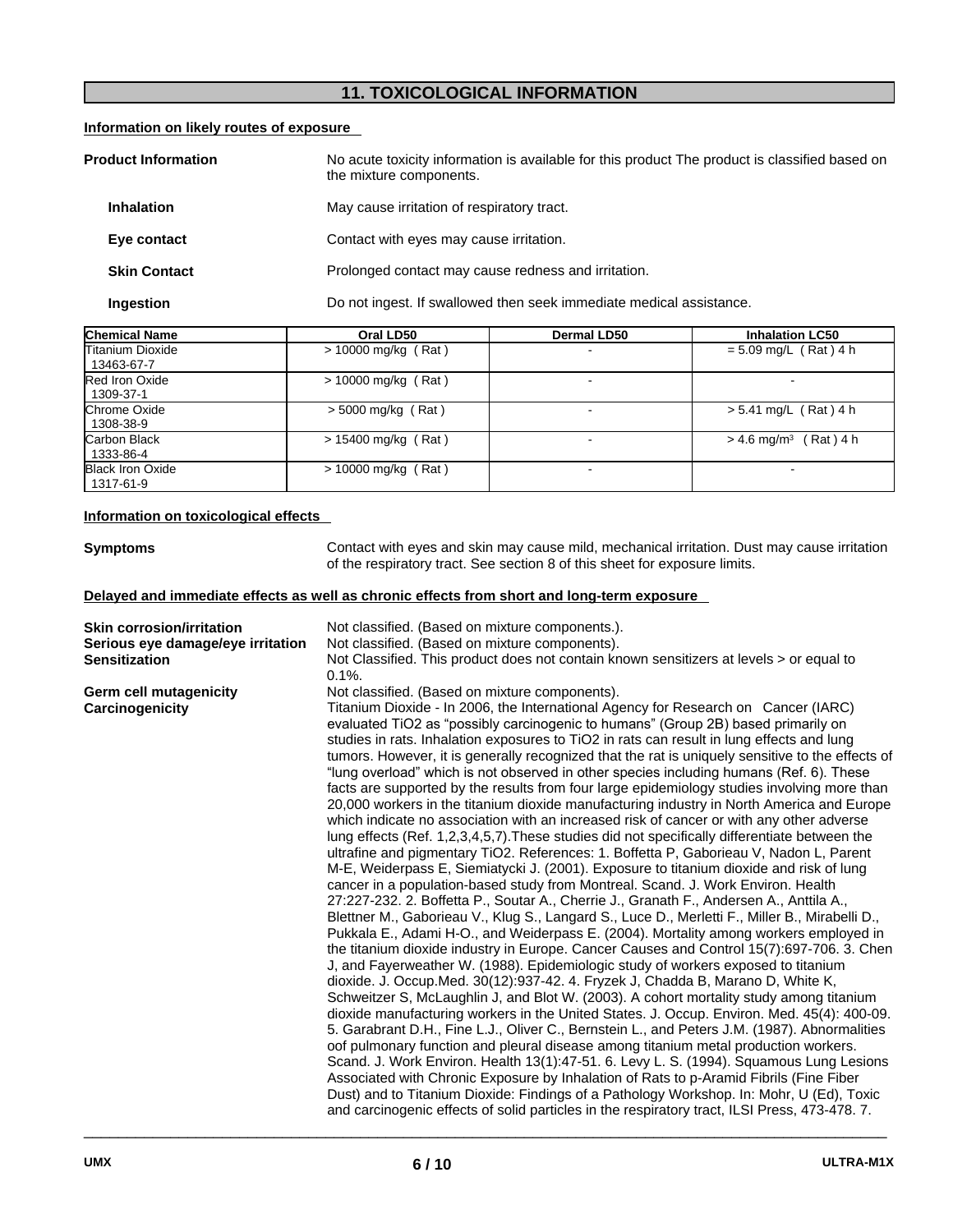## 11. TOXICOLOGICAL INFORMATION

**Information on likely routes of exposure**

**Product Information** — No acute toxicity information is available for this product The product is classified based on the mixture components.

**Inhalation** — May cause irritation of respiratory tract.

**Eye contact** — Contact with eyes may cause irritation.

**Skin Contact** — Prolonged contact may cause redness and irritation.

**Ingestion** — Do not ingest. If swallowed then seek immediate medical assistance.

| Chemical Name | Oral LD50 | Dermal LD50 | Inhalation LC50 |
|---|---|---|---|
| Titanium Dioxide 13463-67-7 | > 10000 mg/kg ( Rat ) | - | = 5.09 mg/L ( Rat ) 4 h |
| Red Iron Oxide 1309-37-1 | > 10000 mg/kg ( Rat ) | - | - |
| Chrome Oxide 1308-38-9 | > 5000 mg/kg ( Rat ) | - | > 5.41 mg/L ( Rat ) 4 h |
| Carbon Black 1333-86-4 | > 15400 mg/kg ( Rat ) | - | > 4.6 mg/m³ ( Rat ) 4 h |
| Black Iron Oxide 1317-61-9 | > 10000 mg/kg ( Rat ) | - | - |

**Information on toxicological effects**

**Symptoms** — Contact with eyes and skin may cause mild, mechanical irritation. Dust may cause irritation of the respiratory tract. See section 8 of this sheet for exposure limits.

**Delayed and immediate effects as well as chronic effects from short and long-term exposure**

**Skin corrosion/irritation** — Not classified. (Based on mixture components.).

**Serious eye damage/eye irritation** — Not classified. (Based on mixture components).

**Sensitization** — Not Classified. This product does not contain known sensitizers at levels > or equal to 0.1%.

**Germ cell mutagenicity** — Not classified. (Based on mixture components).

**Carcinogenicity** — Titanium Dioxide - In 2006, the International Agency for Research on Cancer (IARC) evaluated TiO2 as "possibly carcinogenic to humans" (Group 2B) based primarily on studies in rats. Inhalation exposures to TiO2 in rats can result in lung effects and lung tumors. However, it is generally recognized that the rat is uniquely sensitive to the effects of "lung overload" which is not observed in other species including humans (Ref. 6). These facts are supported by the results from four large epidemiology studies involving more than 20,000 workers in the titanium dioxide manufacturing industry in North America and Europe which indicate no association with an increased risk of cancer or with any other adverse lung effects (Ref. 1,2,3,4,5,7).These studies did not specifically differentiate between the ultrafine and pigmentary TiO2. References: 1. Boffetta P, Gaborieau V, Nadon L, Parent M-E, Weiderpass E, Siemiatycki J. (2001). Exposure to titanium dioxide and risk of lung cancer in a population-based study from Montreal. Scand. J. Work Environ. Health 27:227-232. 2. Boffetta P., Soutar A., Cherrie J., Granath F., Andersen A., Anttila A., Blettner M., Gaborieau V., Klug S., Langard S., Luce D., Merletti F., Miller B., Mirabelli D., Pukkala E., Adami H-O., and Weiderpass E. (2004). Mortality among workers employed in the titanium dioxide industry in Europe. Cancer Causes and Control 15(7):697-706. 3. Chen J, and Fayerweather W. (1988). Epidemiologic study of workers exposed to titanium dioxide. J. Occup.Med. 30(12):937-42. 4. Fryzek J, Chadda B, Marano D, White K, Schweitzer S, McLaughlin J, and Blot W. (2003). A cohort mortality study among titanium dioxide manufacturing workers in the United States. J. Occup. Environ. Med. 45(4): 400-09. 5. Garabrant D.H., Fine L.J., Oliver C., Bernstein L., and Peters J.M. (1987). Abnormalities oof pulmonary function and pleural disease among titanium metal production workers. Scand. J. Work Environ. Health 13(1):47-51. 6. Levy L. S. (1994). Squamous Lung Lesions Associated with Chronic Exposure by Inhalation of Rats to p-Aramid Fibrils (Fine Fiber Dust) and to Titanium Dioxide: Findings of a Pathology Workshop. In: Mohr, U (Ed), Toxic and carcinogenic effects of solid particles in the respiratory tract, ILSI Press, 473-478. 7.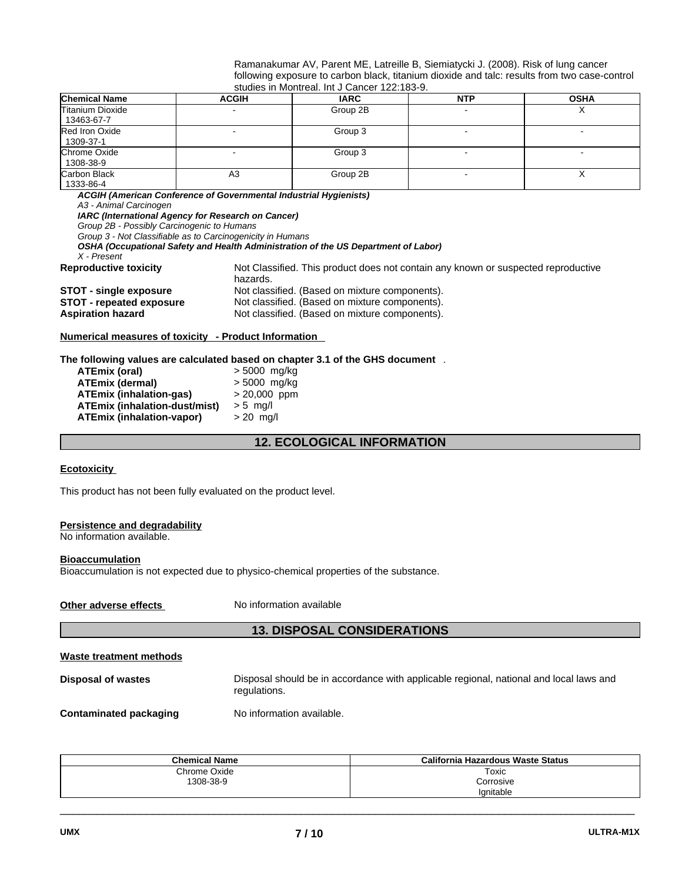Ramanakumar AV, Parent ME, Latreille B, Siemiatycki J. (2008). Risk of lung cancer following exposure to carbon black, titanium dioxide and talc: results from two case-control studies in Montreal. Int J Cancer 122:183-9.

| Chemical Name | ACGIH | IARC | NTP | OSHA |
|---|---|---|---|---|
| Titanium Dioxide 13463-67-7 | - | Group 2B | - | X |
| Red Iron Oxide 1309-37-1 | - | Group 3 | - | - |
| Chrome Oxide 1308-38-9 | - | Group 3 | - | - |
| Carbon Black 1333-86-4 | A3 | Group 2B | - | X |

***ACGIH (American Conference of Governmental Industrial Hygienists)***
*A3 - Animal Carcinogen*
***IARC (International Agency for Research on Cancer)***
*Group 2B - Possibly Carcinogenic to Humans*
*Group 3 - Not Classifiable as to Carcinogenicity in Humans*
***OSHA (Occupational Safety and Health Administration of the US Department of Labor)***
*X - Present*

**Reproductive toxicity** Not Classified. This product does not contain any known or suspected reproductive hazards.

**STOT - single exposure** Not classified. (Based on mixture components).

**STOT - repeated exposure** Not classified. (Based on mixture components).

**Aspiration hazard** Not classified. (Based on mixture components).

**Numerical measures of toxicity - Product Information**

**The following values are calculated based on chapter 3.1 of the GHS document** .

**ATEmix (oral)** > 5000 mg/kg
**ATEmix (dermal)** > 5000 mg/kg
**ATEmix (inhalation-gas)** > 20,000 ppm
**ATEmix (inhalation-dust/mist)** > 5 mg/l
**ATEmix (inhalation-vapor)** > 20 mg/l

## 12. ECOLOGICAL INFORMATION

**Ecotoxicity**

This product has not been fully evaluated on the product level.

**Persistence and degradability**
No information available.

**Bioaccumulation**
Bioaccumulation is not expected due to physico-chemical properties of the substance.

**Other adverse effects** No information available

## 13. DISPOSAL CONSIDERATIONS

**Waste treatment methods**

**Disposal of wastes** Disposal should be in accordance with applicable regional, national and local laws and regulations.

**Contaminated packaging** No information available.

| Chemical Name | California Hazardous Waste Status |
|---|---|
| Chrome Oxide 1308-38-9 | Toxic Corrosive Ignitable |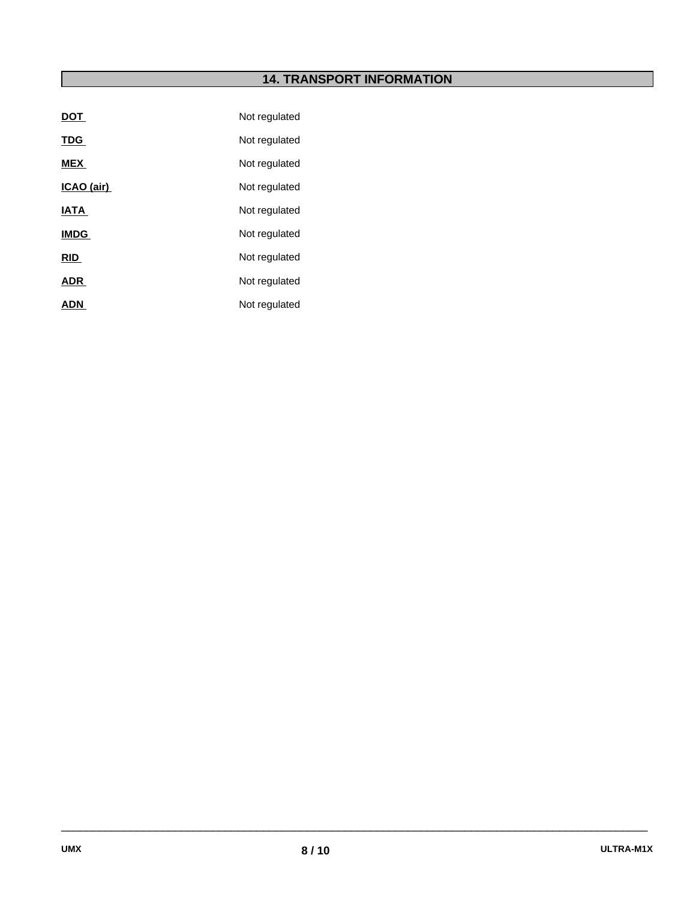## 14. TRANSPORT INFORMATION

| | |
|---|---|
| **DOT** | Not regulated |
| **TDG** | Not regulated |
| **MEX** | Not regulated |
| **ICAO (air)** | Not regulated |
| **IATA** | Not regulated |
| **IMDG** | Not regulated |
| **RID** | Not regulated |
| **ADR** | Not regulated |
| **ADN** | Not regulated |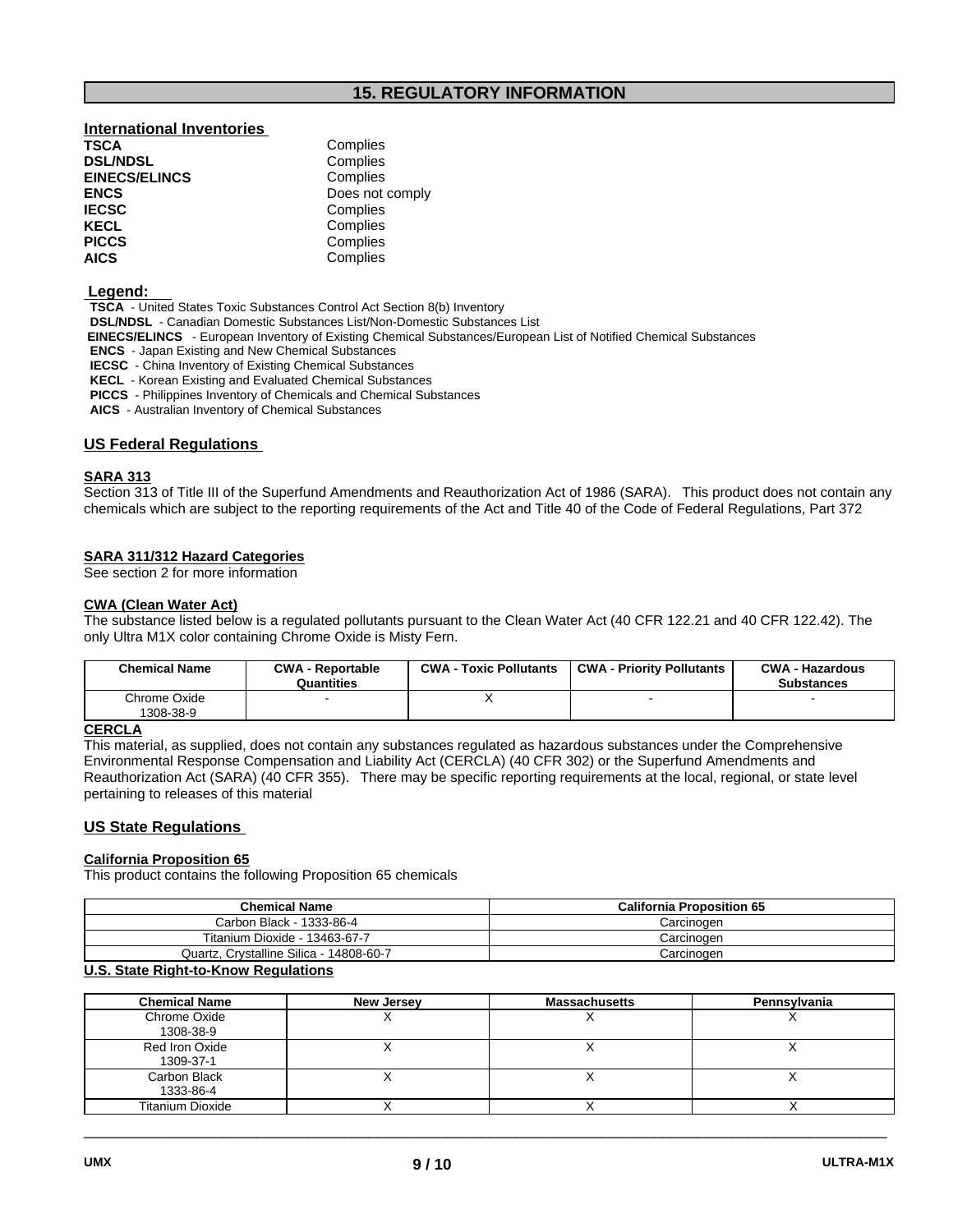## 15. REGULATORY INFORMATION

### International Inventories

| | |
|---|---|
| **TSCA** | Complies |
| **DSL/NDSL** | Complies |
| **EINECS/ELINCS** | Complies |
| **ENCS** | Does not comply |
| **IECSC** | Complies |
| **KECL** | Complies |
| **PICCS** | Complies |
| **AICS** | Complies |

**Legend:**

**TSCA** - United States Toxic Substances Control Act Section 8(b) Inventory
**DSL/NDSL** - Canadian Domestic Substances List/Non-Domestic Substances List
**EINECS/ELINCS** - European Inventory of Existing Chemical Substances/European List of Notified Chemical Substances
**ENCS** - Japan Existing and New Chemical Substances
**IECSC** - China Inventory of Existing Chemical Substances
**KECL** - Korean Existing and Evaluated Chemical Substances
**PICCS** - Philippines Inventory of Chemicals and Chemical Substances
**AICS** - Australian Inventory of Chemical Substances

### US Federal Regulations

**SARA 313**

Section 313 of Title III of the Superfund Amendments and Reauthorization Act of 1986 (SARA). This product does not contain any chemicals which are subject to the reporting requirements of the Act and Title 40 of the Code of Federal Regulations, Part 372

**SARA 311/312 Hazard Categories**

See section 2 for more information

**CWA (Clean Water Act)**

The substance listed below is a regulated pollutants pursuant to the Clean Water Act (40 CFR 122.21 and 40 CFR 122.42). The only Ultra M1X color containing Chrome Oxide is Misty Fern.

| Chemical Name | CWA - Reportable Quantities | CWA - Toxic Pollutants | CWA - Priority Pollutants | CWA - Hazardous Substances |
|---|---|---|---|---|
| Chrome Oxide 1308-38-9 | - | X | - | - |

**CERCLA**

This material, as supplied, does not contain any substances regulated as hazardous substances under the Comprehensive Environmental Response Compensation and Liability Act (CERCLA) (40 CFR 302) or the Superfund Amendments and Reauthorization Act (SARA) (40 CFR 355). There may be specific reporting requirements at the local, regional, or state level pertaining to releases of this material

### US State Regulations

**California Proposition 65**

This product contains the following Proposition 65 chemicals

| Chemical Name | California Proposition 65 |
|---|---|
| Carbon Black - 1333-86-4 | Carcinogen |
| Titanium Dioxide - 13463-67-7 | Carcinogen |
| Quartz, Crystalline Silica - 14808-60-7 | Carcinogen |

**U.S. State Right-to-Know Regulations**

| Chemical Name | New Jersey | Massachusetts | Pennsylvania |
|---|---|---|---|
| Chrome Oxide 1308-38-9 | X | X | X |
| Red Iron Oxide 1309-37-1 | X | X | X |
| Carbon Black 1333-86-4 | X | X | X |
| Titanium Dioxide | X | X | X |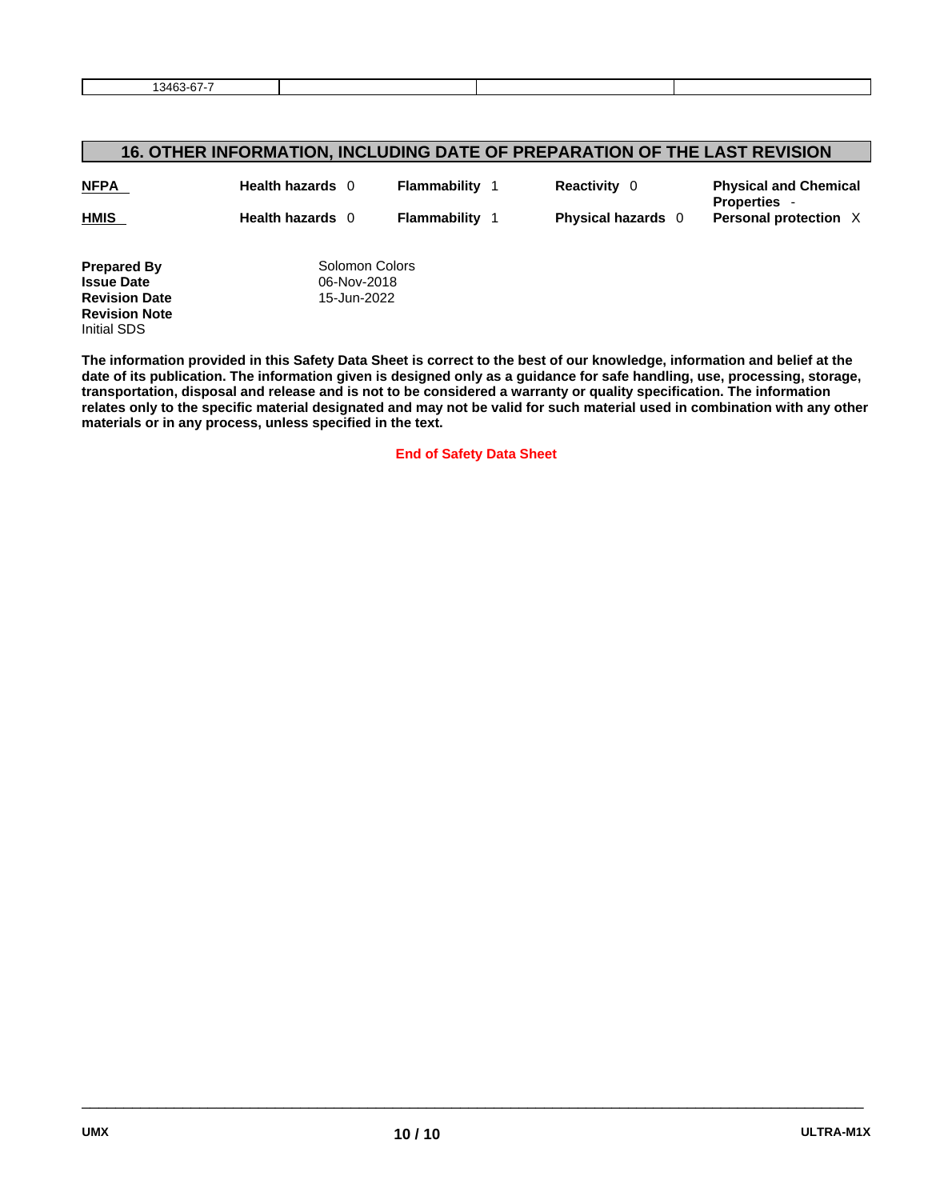| | | | |
|---|---|---|---|
| 13463-67-7 | | | |

## 16. OTHER INFORMATION, INCLUDING DATE OF PREPARATION OF THE LAST REVISION

| | | | | |
|---|---|---|---|---|
| **NFPA** | **Health hazards** 0 | **Flammability** 1 | **Reactivity** 0 | **Physical and Chemical Properties** - |
| **HMIS** | **Health hazards** 0 | **Flammability** 1 | **Physical hazards** 0 | **Personal protection** X |

| | |
|---|---|
| **Prepared By** | Solomon Colors |
| **Issue Date** | 06-Nov-2018 |
| **Revision Date** | 15-Jun-2022 |
| **Revision Note** | |

Initial SDS

**The information provided in this Safety Data Sheet is correct to the best of our knowledge, information and belief at the date of its publication. The information given is designed only as a guidance for safe handling, use, processing, storage, transportation, disposal and release and is not to be considered a warranty or quality specification. The information relates only to the specific material designated and may not be valid for such material used in combination with any other materials or in any process, unless specified in the text.**

**End of Safety Data Sheet**